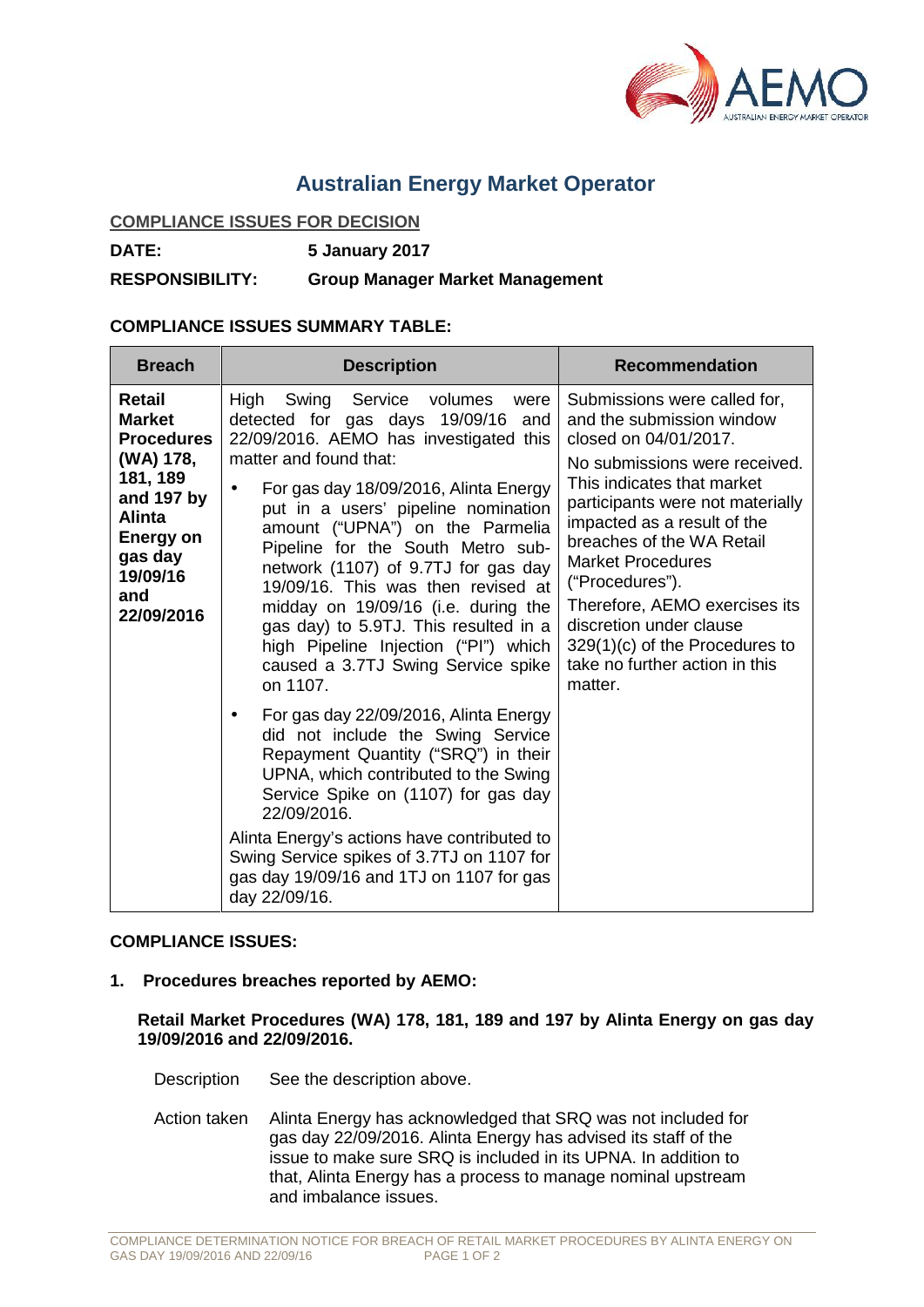# Australian Energy Market Operator

**COMPLIANCE ISSUES FOR DECISION**

**DATE:** **5 January 2017**

**RESPONSIBILITY:** **Group Manager Market Management**

**COMPLIANCE ISSUES SUMMARY TABLE:**

| Breach | Description | Recommendation |
|---|---|---|
| **Retail Market Procedures (WA) 178, 181, 189 and 197 by Alinta Energy on gas day 19/09/16 and 22/09/2016** | High Swing Service volumes were detected for gas days 19/09/16 and 22/09/2016. AEMO has investigated this matter and found that:<br>• For gas day 18/09/2016, Alinta Energy put in a users' pipeline nomination amount ("UPNA") on the Parmelia Pipeline for the South Metro sub-network (1107) of 9.7TJ for gas day 19/09/16. This was then revised at midday on 19/09/16 (i.e. during the gas day) to 5.9TJ. This resulted in a high Pipeline Injection ("PI") which caused a 3.7TJ Swing Service spike on 1107.<br>• For gas day 22/09/2016, Alinta Energy did not include the Swing Service Repayment Quantity ("SRQ") in their UPNA, which contributed to the Swing Service Spike on (1107) for gas day 22/09/2016.<br>Alinta Energy's actions have contributed to Swing Service spikes of 3.7TJ on 1107 for gas day 19/09/16 and 1TJ on 1107 for gas day 22/09/16. | Submissions were called for, and the submission window closed on 04/01/2017.<br>No submissions were received. This indicates that market participants were not materially impacted as a result of the breaches of the WA Retail Market Procedures ("Procedures").<br>Therefore, AEMO exercises its discretion under clause 329(1)(c) of the Procedures to take no further action in this matter. |

**COMPLIANCE ISSUES:**

**1. Procedures breaches reported by AEMO:**

**Retail Market Procedures (WA) 178, 181, 189 and 197 by Alinta Energy on gas day 19/09/2016 and 22/09/2016.**

Description: See the description above.

Action taken: Alinta Energy has acknowledged that SRQ was not included for gas day 22/09/2016. Alinta Energy has advised its staff of the issue to make sure SRQ is included in its UPNA. In addition to that, Alinta Energy has a process to manage nominal upstream and imbalance issues.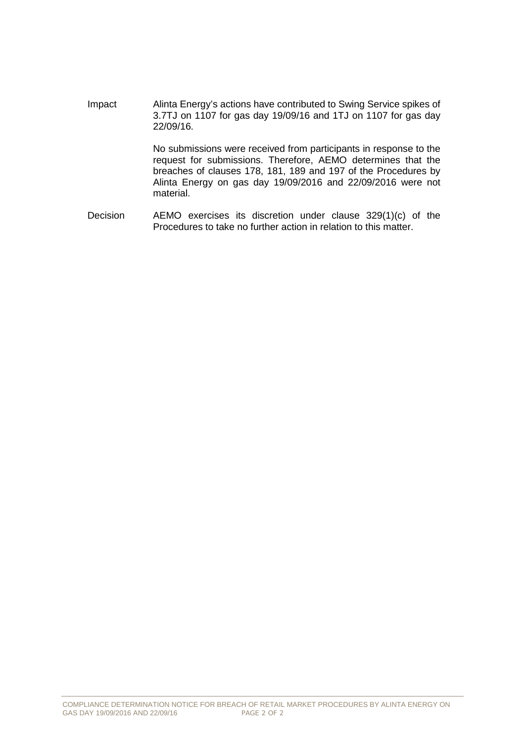| | |
|---|---|
| Impact | Alinta Energy's actions have contributed to Swing Service spikes of 3.7TJ on 1107 for gas day 19/09/16 and 1TJ on 1107 for gas day 22/09/16.<br><br>No submissions were received from participants in response to the request for submissions. Therefore, AEMO determines that the breaches of clauses 178, 181, 189 and 197 of the Procedures by Alinta Energy on gas day 19/09/2016 and 22/09/2016 were not material. |
| Decision | AEMO exercises its discretion under clause 329(1)(c) of the Procedures to take no further action in relation to this matter. |